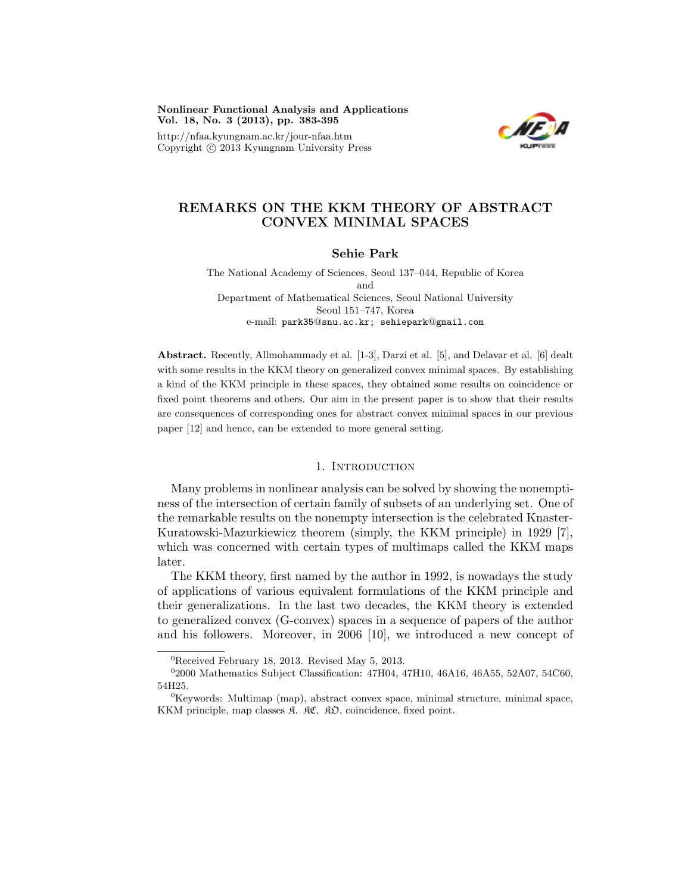# REMARKS ON THE KKM THEORY OF ABSTRACT CONVEX MINIMAL SPACES

**Sehie Park**

The National Academy of Sciences, Seoul 137–044, Republic of Korea
and
Department of Mathematical Sciences, Seoul National University
Seoul 151–747, Korea
e-mail: park35@snu.ac.kr; sehiepark@gmail.com

**Abstract.** Recently, Allmohammady et al. [1-3], Darzi et al. [5], and Delavar et al. [6] dealt with some results in the KKM theory on generalized convex minimal spaces. By establishing a kind of the KKM principle in these spaces, they obtained some results on coincidence or fixed point theorems and others. Our aim in the present paper is to show that their results are consequences of corresponding ones for abstract convex minimal spaces in our previous paper [12] and hence, can be extended to more general setting.

## 1. Introduction

Many problems in nonlinear analysis can be solved by showing the nonemptiness of the intersection of certain family of subsets of an underlying set. One of the remarkable results on the nonempty intersection is the celebrated Knaster-Kuratowski-Mazurkiewicz theorem (simply, the KKM principle) in 1929 [7], which was concerned with certain types of multimaps called the KKM maps later.

The KKM theory, first named by the author in 1992, is nowadays the study of applications of various equivalent formulations of the KKM principle and their generalizations. In the last two decades, the KKM theory is extended to generalized convex (G-convex) spaces in a sequence of papers of the author and his followers. Moreover, in 2006 [10], we introduced a new concept of

---

Received February 18, 2013. Revised May 5, 2013.

2000 Mathematics Subject Classification: 47H04, 47H10, 46A16, 46A55, 52A07, 54C60, 54H25.

Keywords: Multimap (map), abstract convex space, minimal structure, minimal space, KKM principle, map classes $\mathfrak{K}$, $\mathfrak{KC}$, $\mathfrak{KO}$, coincidence, fixed point.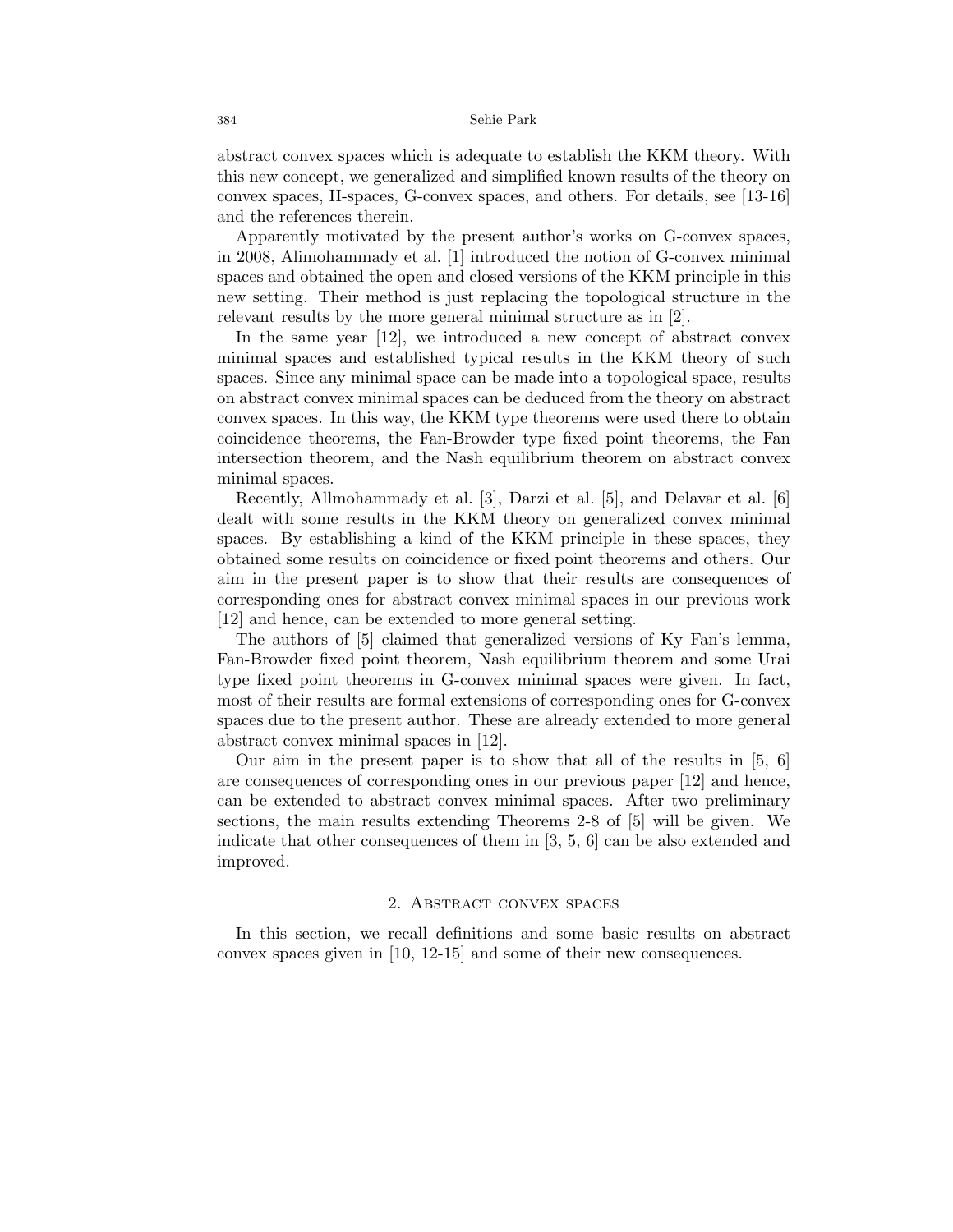abstract convex spaces which is adequate to establish the KKM theory. With this new concept, we generalized and simplified known results of the theory on convex spaces, H-spaces, G-convex spaces, and others. For details, see [13-16] and the references therein.

Apparently motivated by the present author's works on G-convex spaces, in 2008, Alimohammady et al. [1] introduced the notion of G-convex minimal spaces and obtained the open and closed versions of the KKM principle in this new setting. Their method is just replacing the topological structure in the relevant results by the more general minimal structure as in [2].

In the same year [12], we introduced a new concept of abstract convex minimal spaces and established typical results in the KKM theory of such spaces. Since any minimal space can be made into a topological space, results on abstract convex minimal spaces can be deduced from the theory on abstract convex spaces. In this way, the KKM type theorems were used there to obtain coincidence theorems, the Fan-Browder type fixed point theorems, the Fan intersection theorem, and the Nash equilibrium theorem on abstract convex minimal spaces.

Recently, Allmohammady et al. [3], Darzi et al. [5], and Delavar et al. [6] dealt with some results in the KKM theory on generalized convex minimal spaces. By establishing a kind of the KKM principle in these spaces, they obtained some results on coincidence or fixed point theorems and others. Our aim in the present paper is to show that their results are consequences of corresponding ones for abstract convex minimal spaces in our previous work [12] and hence, can be extended to more general setting.

The authors of [5] claimed that generalized versions of Ky Fan's lemma, Fan-Browder fixed point theorem, Nash equilibrium theorem and some Urai type fixed point theorems in G-convex minimal spaces were given. In fact, most of their results are formal extensions of corresponding ones for G-convex spaces due to the present author. These are already extended to more general abstract convex minimal spaces in [12].

Our aim in the present paper is to show that all of the results in [5, 6] are consequences of corresponding ones in our previous paper [12] and hence, can be extended to abstract convex minimal spaces. After two preliminary sections, the main results extending Theorems 2-8 of [5] will be given. We indicate that other consequences of them in [3, 5, 6] can be also extended and improved.

## 2. Abstract convex spaces

In this section, we recall definitions and some basic results on abstract convex spaces given in [10, 12-15] and some of their new consequences.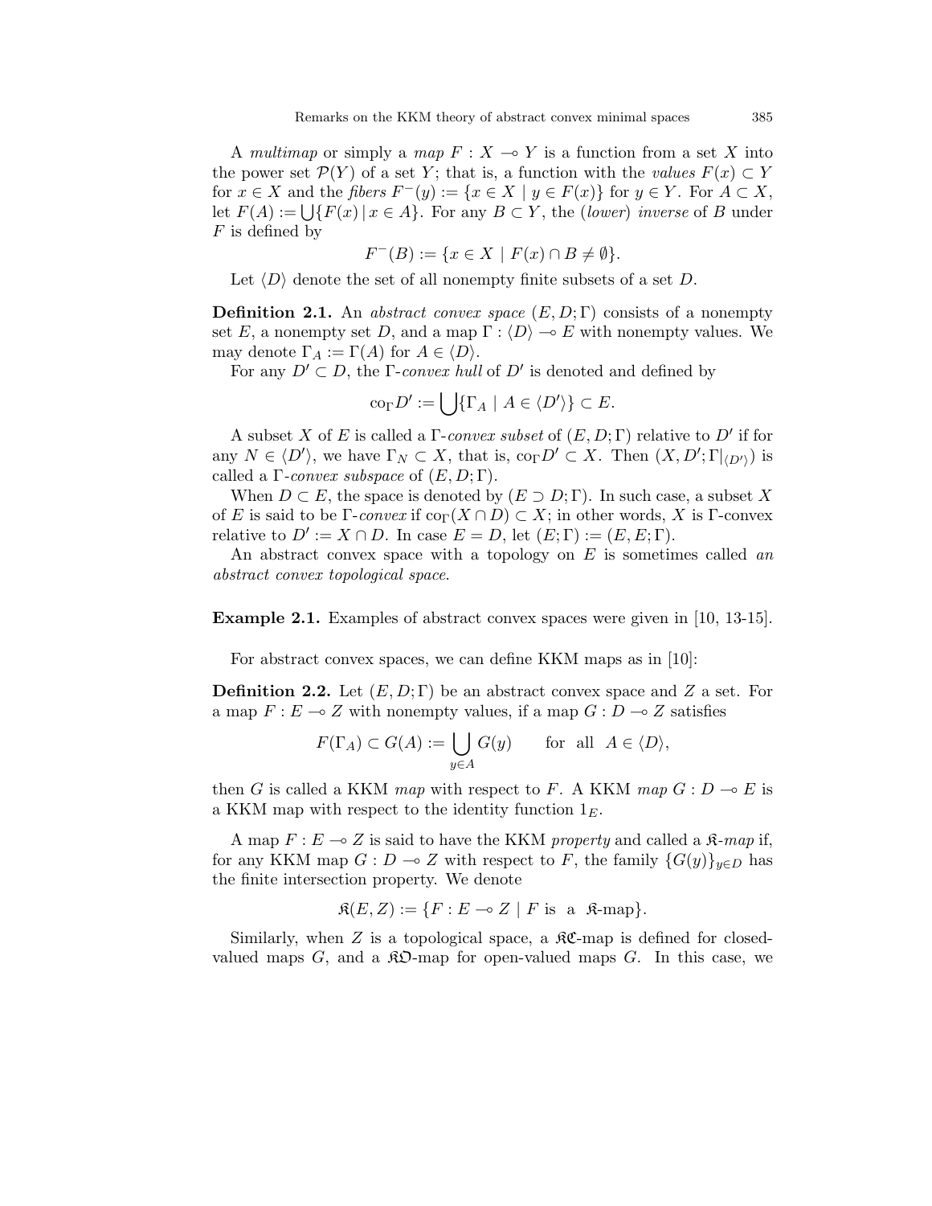A *multimap* or simply a *map* $F : X \multimap Y$ is a function from a set $X$ into the power set $\mathcal{P}(Y)$ of a set $Y$; that is, a function with the *values* $F(x) \subset Y$ for $x \in X$ and the *fibers* $F^-(y) := \{x \in X \mid y \in F(x)\}$ for $y \in Y$. For $A \subset X$, let $F(A) := \bigcup\{F(x) \,|\, x \in A\}$. For any $B \subset Y$, the (*lower*) *inverse* of $B$ under $F$ is defined by

$$F^-(B) := \{x \in X \mid F(x) \cap B \neq \emptyset\}.$$

Let $\langle D \rangle$ denote the set of all nonempty finite subsets of a set $D$.

**Definition 2.1.** An *abstract convex space* $(E, D; \Gamma)$ consists of a nonempty set $E$, a nonempty set $D$, and a map $\Gamma : \langle D \rangle \multimap E$ with nonempty values. We may denote $\Gamma_A := \Gamma(A)$ for $A \in \langle D \rangle$.

For any $D' \subset D$, the $\Gamma$-*convex hull* of $D'$ is denoted and defined by

$$\mathrm{co}_\Gamma D' := \bigcup\{\Gamma_A \mid A \in \langle D' \rangle\} \subset E.$$

A subset $X$ of $E$ is called a $\Gamma$-*convex subset* of $(E, D; \Gamma)$ relative to $D'$ if for any $N \in \langle D' \rangle$, we have $\Gamma_N \subset X$, that is, $\mathrm{co}_\Gamma D' \subset X$. Then $(X, D'; \Gamma|_{\langle D' \rangle})$ is called a $\Gamma$-*convex subspace* of $(E, D; \Gamma)$.

When $D \subset E$, the space is denoted by $(E \supset D; \Gamma)$. In such case, a subset $X$ of $E$ is said to be $\Gamma$-*convex* if $\mathrm{co}_\Gamma(X \cap D) \subset X$; in other words, $X$ is $\Gamma$-convex relative to $D' := X \cap D$. In case $E = D$, let $(E; \Gamma) := (E, E; \Gamma)$.

An abstract convex space with a topology on $E$ is sometimes called *an abstract convex topological space*.

**Example 2.1.** Examples of abstract convex spaces were given in [10, 13-15].

For abstract convex spaces, we can define KKM maps as in [10]:

**Definition 2.2.** Let $(E, D; \Gamma)$ be an abstract convex space and $Z$ a set. For a map $F : E \multimap Z$ with nonempty values, if a map $G : D \multimap Z$ satisfies

$$F(\Gamma_A) \subset G(A) := \bigcup_{y \in A} G(y) \qquad \text{for all} \;\; A \in \langle D \rangle,$$

then $G$ is called a KKM *map* with respect to $F$. A KKM *map* $G : D \multimap E$ is a KKM map with respect to the identity function $1_E$.

A map $F : E \multimap Z$ is said to have the KKM *property* and called a $\mathfrak{K}$-*map* if, for any KKM map $G : D \multimap Z$ with respect to $F$, the family $\{G(y)\}_{y \in D}$ has the finite intersection property. We denote

$$\mathfrak{K}(E, Z) := \{F : E \multimap Z \mid F \text{ is a } \mathfrak{K}\text{-map}\}.$$

Similarly, when $Z$ is a topological space, a $\mathfrak{KC}$-map is defined for closed-valued maps $G$, and a $\mathfrak{KO}$-map for open-valued maps $G$. In this case, we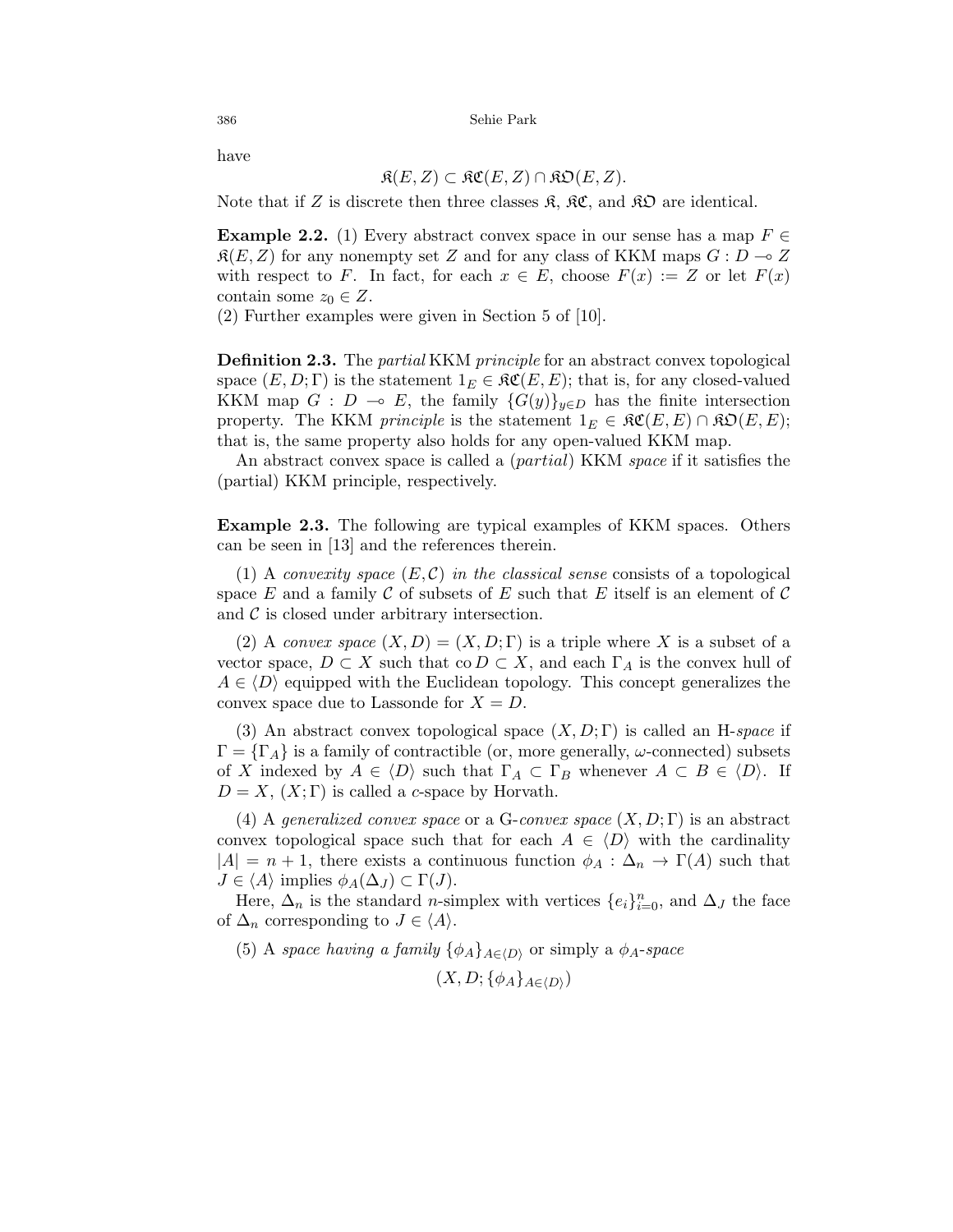have

$$\mathfrak{K}(E, Z) \subset \mathfrak{KC}(E, Z) \cap \mathfrak{KO}(E, Z).$$

Note that if $Z$ is discrete then three classes $\mathfrak{K}$, $\mathfrak{KC}$, and $\mathfrak{KO}$ are identical.

**Example 2.2.** (1) Every abstract convex space in our sense has a map $F \in \mathfrak{K}(E, Z)$ for any nonempty set $Z$ and for any class of KKM maps $G : D \multimap Z$ with respect to $F$. In fact, for each $x \in E$, choose $F(x) := Z$ or let $F(x)$ contain some $z_0 \in Z$.

(2) Further examples were given in Section 5 of [10].

**Definition 2.3.** The *partial* KKM *principle* for an abstract convex topological space $(E, D; \Gamma)$ is the statement $1_E \in \mathfrak{KC}(E, E)$; that is, for any closed-valued KKM map $G : D \multimap E$, the family $\{G(y)\}_{y \in D}$ has the finite intersection property. The KKM *principle* is the statement $1_E \in \mathfrak{KC}(E, E) \cap \mathfrak{KO}(E, E)$; that is, the same property also holds for any open-valued KKM map.

An abstract convex space is called a (*partial*) KKM *space* if it satisfies the (partial) KKM principle, respectively.

**Example 2.3.** The following are typical examples of KKM spaces. Others can be seen in [13] and the references therein.

(1) A *convexity space* $(E, \mathcal{C})$ *in the classical sense* consists of a topological space $E$ and a family $\mathcal{C}$ of subsets of $E$ such that $E$ itself is an element of $\mathcal{C}$ and $\mathcal{C}$ is closed under arbitrary intersection.

(2) A *convex space* $(X, D) = (X, D; \Gamma)$ is a triple where $X$ is a subset of a vector space, $D \subset X$ such that $\operatorname{co} D \subset X$, and each $\Gamma_A$ is the convex hull of $A \in \langle D \rangle$ equipped with the Euclidean topology. This concept generalizes the convex space due to Lassonde for $X = D$.

(3) An abstract convex topological space $(X, D; \Gamma)$ is called an H-*space* if $\Gamma = \{\Gamma_A\}$ is a family of contractible (or, more generally, $\omega$-connected) subsets of $X$ indexed by $A \in \langle D \rangle$ such that $\Gamma_A \subset \Gamma_B$ whenever $A \subset B \in \langle D \rangle$. If $D = X$, $(X; \Gamma)$ is called a *c*-space by Horvath.

(4) A *generalized convex space* or a G-*convex space* $(X, D; \Gamma)$ is an abstract convex topological space such that for each $A \in \langle D \rangle$ with the cardinality $|A| = n + 1$, there exists a continuous function $\phi_A : \Delta_n \to \Gamma(A)$ such that $J \in \langle A \rangle$ implies $\phi_A(\Delta_J) \subset \Gamma(J)$.

Here, $\Delta_n$ is the standard $n$-simplex with vertices $\{e_i\}_{i=0}^n$, and $\Delta_J$ the face of $\Delta_n$ corresponding to $J \in \langle A \rangle$.

(5) A *space having a family* $\{\phi_A\}_{A \in \langle D \rangle}$ or simply a $\phi_A$-*space*

$$(X, D; \{\phi_A\}_{A \in \langle D \rangle})$$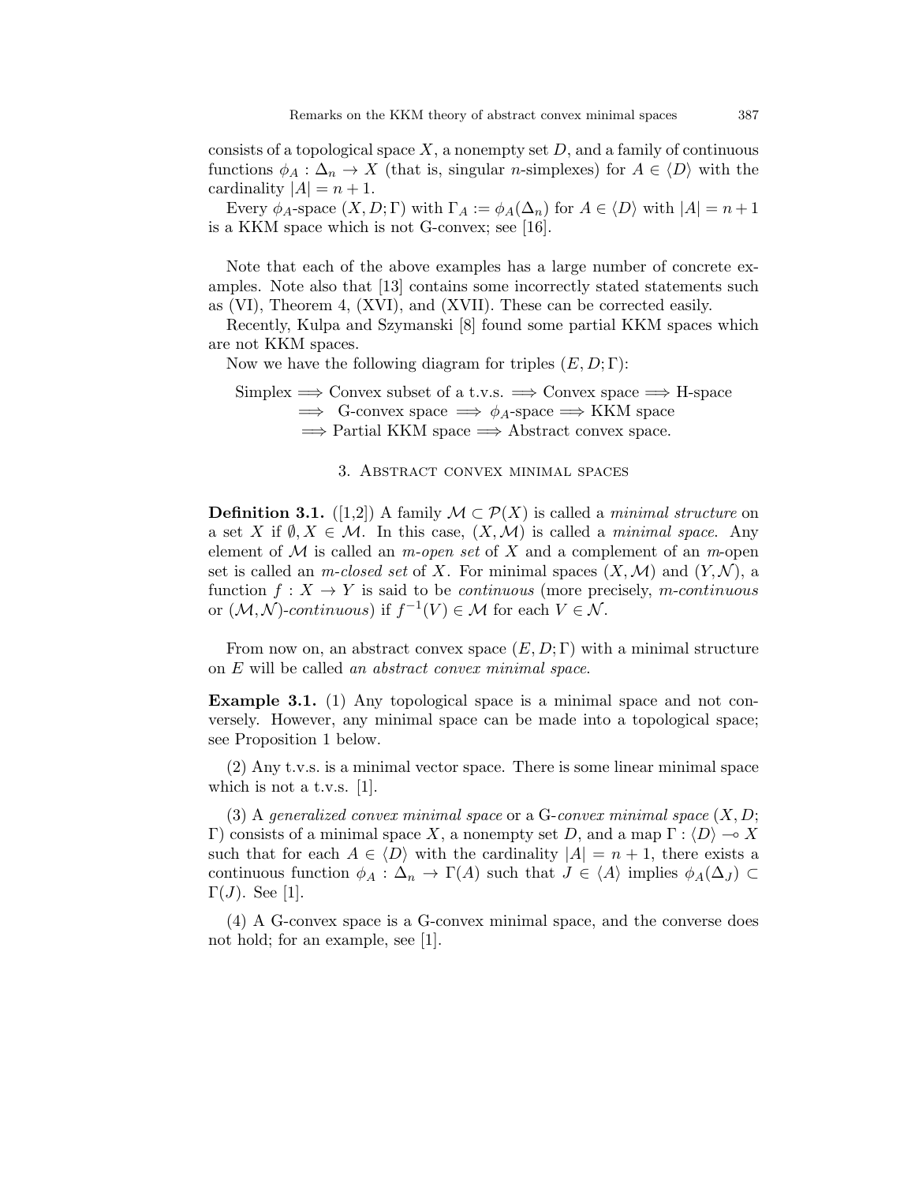consists of a topological space $X$, a nonempty set $D$, and a family of continuous functions $\phi_A : \Delta_n \to X$ (that is, singular $n$-simplexes) for $A \in \langle D \rangle$ with the cardinality $|A| = n + 1$.

Every $\phi_A$-space $(X, D; \Gamma)$ with $\Gamma_A := \phi_A(\Delta_n)$ for $A \in \langle D \rangle$ with $|A| = n+1$ is a KKM space which is not G-convex; see [16].

Note that each of the above examples has a large number of concrete examples. Note also that [13] contains some incorrectly stated statements such as (VI), Theorem 4, (XVI), and (XVII). These can be corrected easily.

Recently, Kulpa and Szymanski [8] found some partial KKM spaces which are not KKM spaces.

Now we have the following diagram for triples $(E, D; \Gamma)$:

$$\begin{aligned} &\text{Simplex} \Longrightarrow \text{Convex subset of a t.v.s.} \Longrightarrow \text{Convex space} \Longrightarrow \text{H-space} \\ &\Longrightarrow \text{G-convex space} \Longrightarrow \phi_A\text{-space} \Longrightarrow \text{KKM space} \\ &\Longrightarrow \text{Partial KKM space} \Longrightarrow \text{Abstract convex space.} \end{aligned}$$

## 3. Abstract convex minimal spaces

**Definition 3.1.** ([1,2]) A family $\mathcal{M} \subset \mathcal{P}(X)$ is called a *minimal structure* on a set $X$ if $\emptyset, X \in \mathcal{M}$. In this case, $(X, \mathcal{M})$ is called a *minimal space*. Any element of $\mathcal{M}$ is called an *m-open set* of $X$ and a complement of an $m$-open set is called an *m-closed set* of $X$. For minimal spaces $(X, \mathcal{M})$ and $(Y, \mathcal{N})$, a function $f : X \to Y$ is said to be *continuous* (more precisely, *m-continuous* or $(\mathcal{M}, \mathcal{N})$*-continuous*) if $f^{-1}(V) \in \mathcal{M}$ for each $V \in \mathcal{N}$.

From now on, an abstract convex space $(E, D; \Gamma)$ with a minimal structure on $E$ will be called *an abstract convex minimal space*.

**Example 3.1.** (1) Any topological space is a minimal space and not conversely. However, any minimal space can be made into a topological space; see Proposition 1 below.

(2) Any t.v.s. is a minimal vector space. There is some linear minimal space which is not a t.v.s. [1].

(3) A *generalized convex minimal space* or a G-*convex minimal space* $(X, D; \Gamma)$ consists of a minimal space $X$, a nonempty set $D$, and a map $\Gamma : \langle D \rangle \multimap X$ such that for each $A \in \langle D \rangle$ with the cardinality $|A| = n + 1$, there exists a continuous function $\phi_A : \Delta_n \to \Gamma(A)$ such that $J \in \langle A \rangle$ implies $\phi_A(\Delta_J) \subset \Gamma(J)$. See [1].

(4) A G-convex space is a G-convex minimal space, and the converse does not hold; for an example, see [1].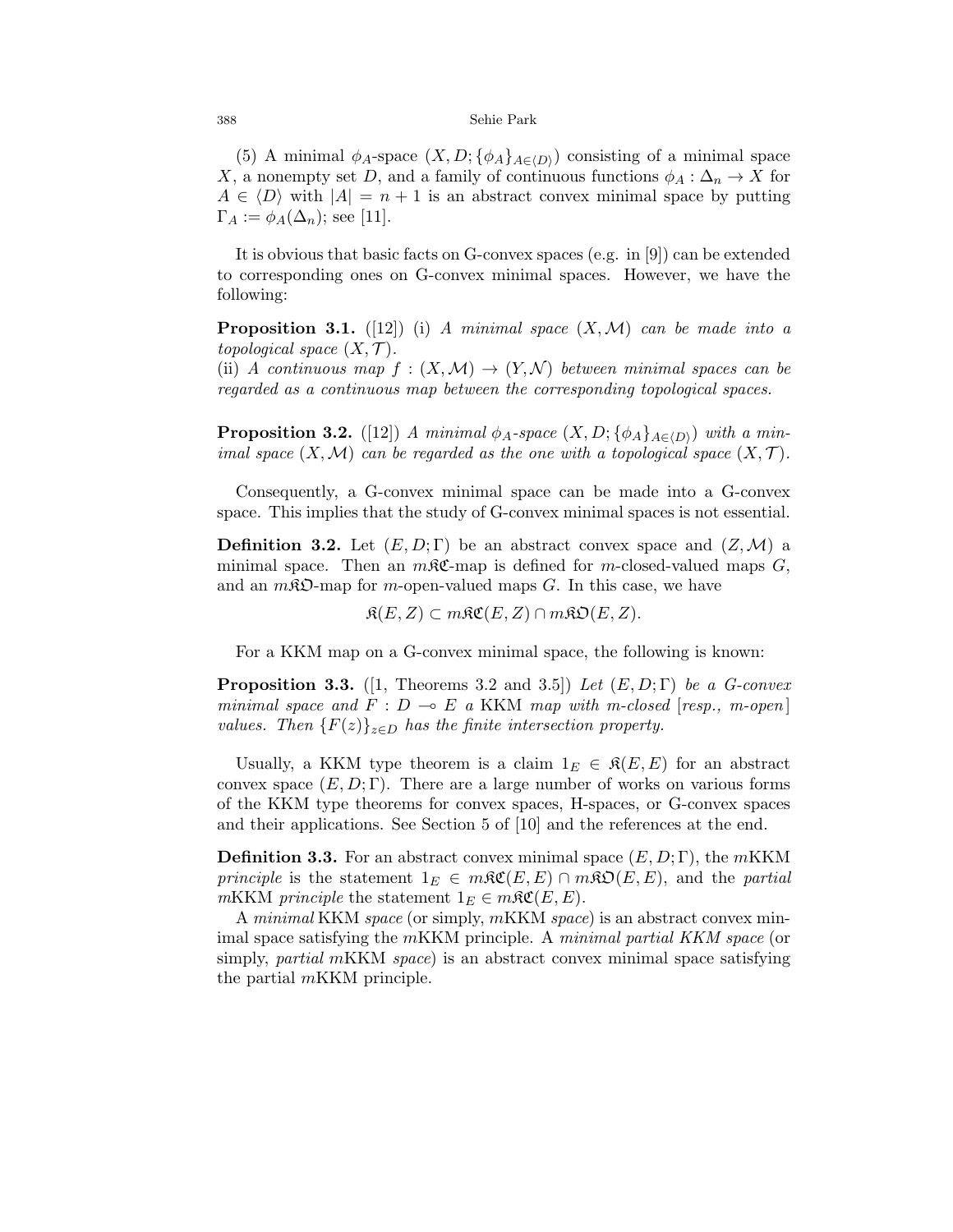(5) A minimal $\phi_A$-space $(X, D; \{\phi_A\}_{A\in\langle D\rangle})$ consisting of a minimal space $X$, a nonempty set $D$, and a family of continuous functions $\phi_A : \Delta_n \to X$ for $A \in \langle D\rangle$ with $|A| = n+1$ is an abstract convex minimal space by putting $\Gamma_A := \phi_A(\Delta_n)$; see [11].

It is obvious that basic facts on G-convex spaces (e.g. in [9]) can be extended to corresponding ones on G-convex minimal spaces. However, we have the following:

**Proposition 3.1.** ([12]) (i) *A minimal space* $(X, \mathcal{M})$ *can be made into a topological space* $(X, \mathcal{T})$.
(ii) *A continuous map* $f : (X, \mathcal{M}) \to (Y, \mathcal{N})$ *between minimal spaces can be regarded as a continuous map between the corresponding topological spaces.*

**Proposition 3.2.** ([12]) *A minimal* $\phi_A$*-space* $(X, D; \{\phi_A\}_{A\in\langle D\rangle})$ *with a minimal space* $(X, \mathcal{M})$ *can be regarded as the one with a topological space* $(X, \mathcal{T})$.

Consequently, a G-convex minimal space can be made into a G-convex space. This implies that the study of G-convex minimal spaces is not essential.

**Definition 3.2.** Let $(E, D; \Gamma)$ be an abstract convex space and $(Z, \mathcal{M})$ a minimal space. Then an $m\mathfrak{KC}$-map is defined for $m$-closed-valued maps $G$, and an $m\mathfrak{KO}$-map for $m$-open-valued maps $G$. In this case, we have

$$\mathfrak{K}(E, Z) \subset m\mathfrak{KC}(E, Z) \cap m\mathfrak{KO}(E, Z).$$

For a KKM map on a G-convex minimal space, the following is known:

**Proposition 3.3.** ([1, Theorems 3.2 and 3.5]) *Let* $(E, D; \Gamma)$ *be a G-convex minimal space and* $F : D \multimap E$ *a* KKM *map with m-closed* [*resp., m-open*] *values. Then* $\{F(z)\}_{z\in D}$ *has the finite intersection property.*

Usually, a KKM type theorem is a claim $1_E \in \mathfrak{K}(E, E)$ for an abstract convex space $(E, D; \Gamma)$. There are a large number of works on various forms of the KKM type theorems for convex spaces, H-spaces, or G-convex spaces and their applications. See Section 5 of [10] and the references at the end.

**Definition 3.3.** For an abstract convex minimal space $(E, D; \Gamma)$, the $m$KKM *principle* is the statement $1_E \in m\mathfrak{KC}(E, E) \cap m\mathfrak{KO}(E, E)$, and the *partial* $m$KKM *principle* the statement $1_E \in m\mathfrak{KC}(E, E)$.

A *minimal* KKM *space* (or simply, $m$KKM *space*) is an abstract convex minimal space satisfying the $m$KKM principle. A *minimal partial KKM space* (or simply, *partial* $m$KKM *space*) is an abstract convex minimal space satisfying the partial $m$KKM principle.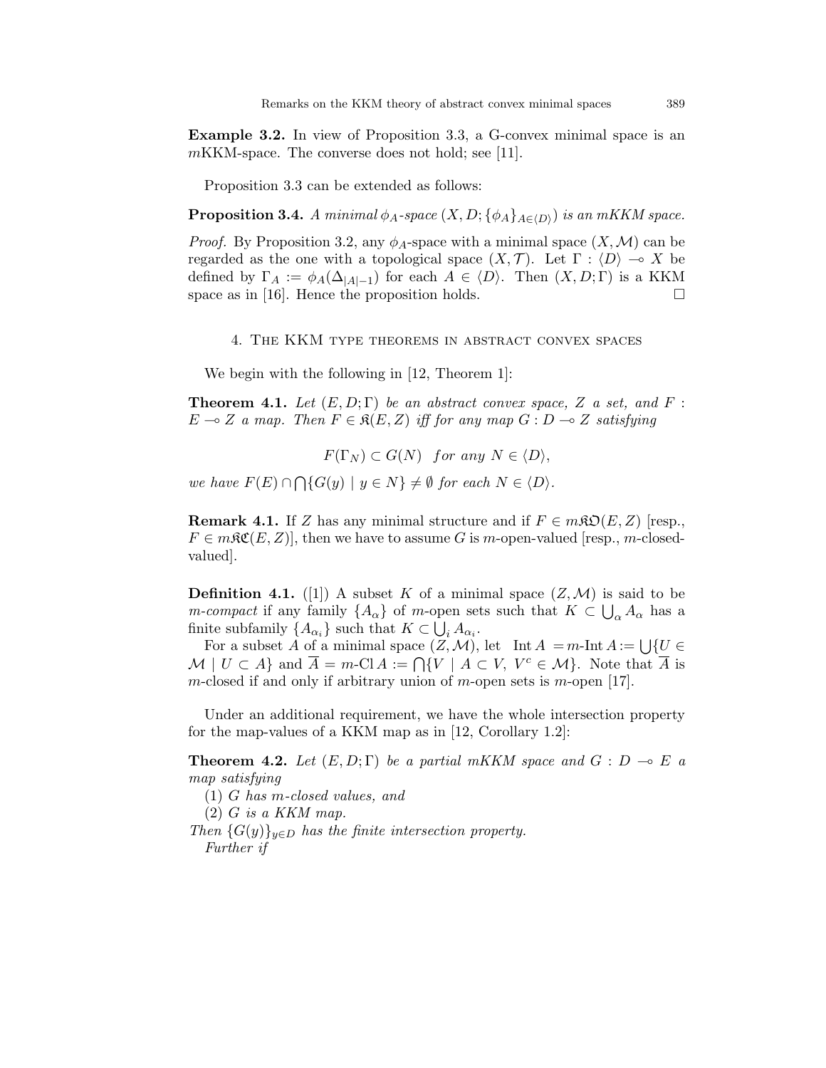**Example 3.2.** In view of Proposition 3.3, a G-convex minimal space is an $m$KKM-space. The converse does not hold; see [11].

Proposition 3.3 can be extended as follows:

**Proposition 3.4.** *A minimal $\phi_A$-space $(X, D; \{\phi_A\}_{A\in\langle D\rangle})$ is an mKKM space.*

*Proof.* By Proposition 3.2, any $\phi_A$-space with a minimal space $(X, \mathcal{M})$ can be regarded as the one with a topological space $(X, \mathcal{T})$. Let $\Gamma : \langle D\rangle \multimap X$ be defined by $\Gamma_A := \phi_A(\Delta_{|A|-1})$ for each $A \in \langle D\rangle$. Then $(X, D; \Gamma)$ is a KKM space as in [16]. Hence the proposition holds. $\square$

## 4. The KKM type theorems in abstract convex spaces

We begin with the following in [12, Theorem 1]:

**Theorem 4.1.** *Let $(E, D; \Gamma)$ be an abstract convex space, $Z$ a set, and $F : E \multimap Z$ a map. Then $F \in \mathfrak{K}(E, Z)$ iff for any map $G : D \multimap Z$ satisfying*

$$F(\Gamma_N) \subset G(N) \quad \textit{for any } N \in \langle D\rangle,$$

*we have $F(E) \cap \bigcap\{G(y) \mid y \in N\} \neq \emptyset$ for each $N \in \langle D\rangle$.*

**Remark 4.1.** If $Z$ has any minimal structure and if $F \in m\mathfrak{KO}(E, Z)$ [resp., $F \in m\mathfrak{KC}(E, Z)$], then we have to assume $G$ is $m$-open-valued [resp., $m$-closed-valued].

**Definition 4.1.** ([1]) A subset $K$ of a minimal space $(Z, \mathcal{M})$ is said to be *$m$-compact* if any family $\{A_\alpha\}$ of $m$-open sets such that $K \subset \bigcup_\alpha A_\alpha$ has a finite subfamily $\{A_{\alpha_i}\}$ such that $K \subset \bigcup_i A_{\alpha_i}$.

For a subset $A$ of a minimal space $(Z, \mathcal{M})$, let $\operatorname{Int} A = m\text{-}\operatorname{Int} A := \bigcup\{U \in \mathcal{M} \mid U \subset A\}$ and $\overline{A} = m\text{-}\operatorname{Cl} A := \bigcap\{V \mid A \subset V,\ V^c \in \mathcal{M}\}$. Note that $\overline{A}$ is $m$-closed if and only if arbitrary union of $m$-open sets is $m$-open [17].

Under an additional requirement, we have the whole intersection property for the map-values of a KKM map as in [12, Corollary 1.2]:

**Theorem 4.2.** *Let $(E, D; \Gamma)$ be a partial mKKM space and $G : D \multimap E$ a map satisfying*

*(1) $G$ has $m$-closed values, and*

*(2) $G$ is a KKM map.*

*Then $\{G(y)\}_{y\in D}$ has the finite intersection property.*

*Further if*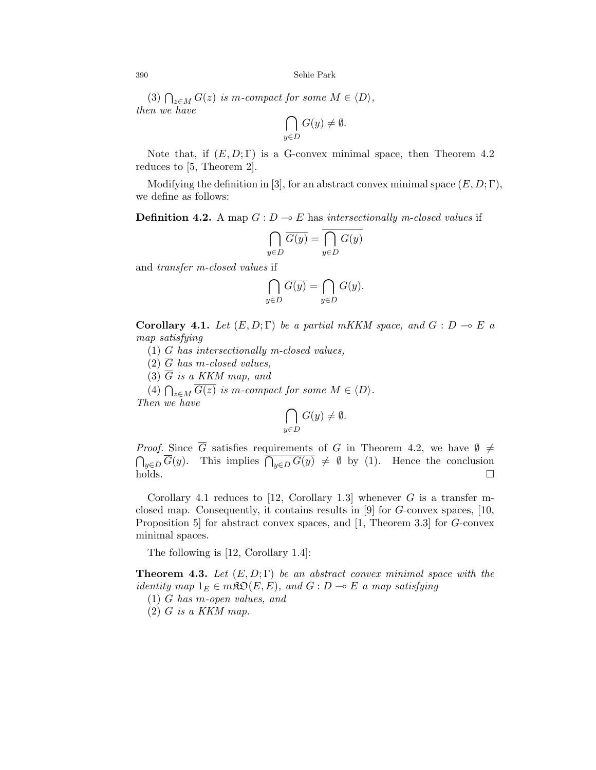(3) $\bigcap_{z \in M} G(z)$ *is m-compact for some* $M \in \langle D \rangle$,
*then we have*

$$\bigcap_{y \in D} G(y) \neq \emptyset.$$

Note that, if $(E, D; \Gamma)$ is a G-convex minimal space, then Theorem 4.2 reduces to [5, Theorem 2].

Modifying the definition in [3], for an abstract convex minimal space $(E, D; \Gamma)$, we define as follows:

**Definition 4.2.** A map $G : D \multimap E$ has *intersectionally m-closed values* if

$$\bigcap_{y \in D} \overline{G(y)} = \overline{\bigcap_{y \in D} G(y)}$$

and *transfer m-closed values* if

$$\bigcap_{y \in D} \overline{G(y)} = \bigcap_{y \in D} G(y).$$

**Corollary 4.1.** *Let* $(E, D; \Gamma)$ *be a partial mKKM space, and* $G : D \multimap E$ *a map satisfying*

(1) $G$ *has intersectionally m-closed values,*

(2) $\overline{G}$ *has m-closed values,*

(3) $\overline{G}$ *is a KKM map, and*

(4) $\bigcap_{z \in M} \overline{G(z)}$ *is m-compact for some* $M \in \langle D \rangle$.

*Then we have*

$$\bigcap_{y \in D} G(y) \neq \emptyset.$$

*Proof.* Since $\overline{G}$ satisfies requirements of $G$ in Theorem 4.2, we have $\emptyset \neq \bigcap_{y \in D} \overline{G}(y)$. This implies $\overline{\bigcap_{y \in D} G(y)} \neq \emptyset$ by (1). Hence the conclusion holds. $\square$

Corollary 4.1 reduces to [12, Corollary 1.3] whenever $G$ is a transfer m-closed map. Consequently, it contains results in [9] for $G$-convex spaces, [10, Proposition 5] for abstract convex spaces, and [1, Theorem 3.3] for $G$-convex minimal spaces.

The following is [12, Corollary 1.4]:

**Theorem 4.3.** *Let* $(E, D; \Gamma)$ *be an abstract convex minimal space with the identity map* $1_E \in m\mathfrak{KO}(E, E)$, *and* $G : D \multimap E$ *a map satisfying*

(1) $G$ *has m-open values, and*

(2) $G$ *is a KKM map.*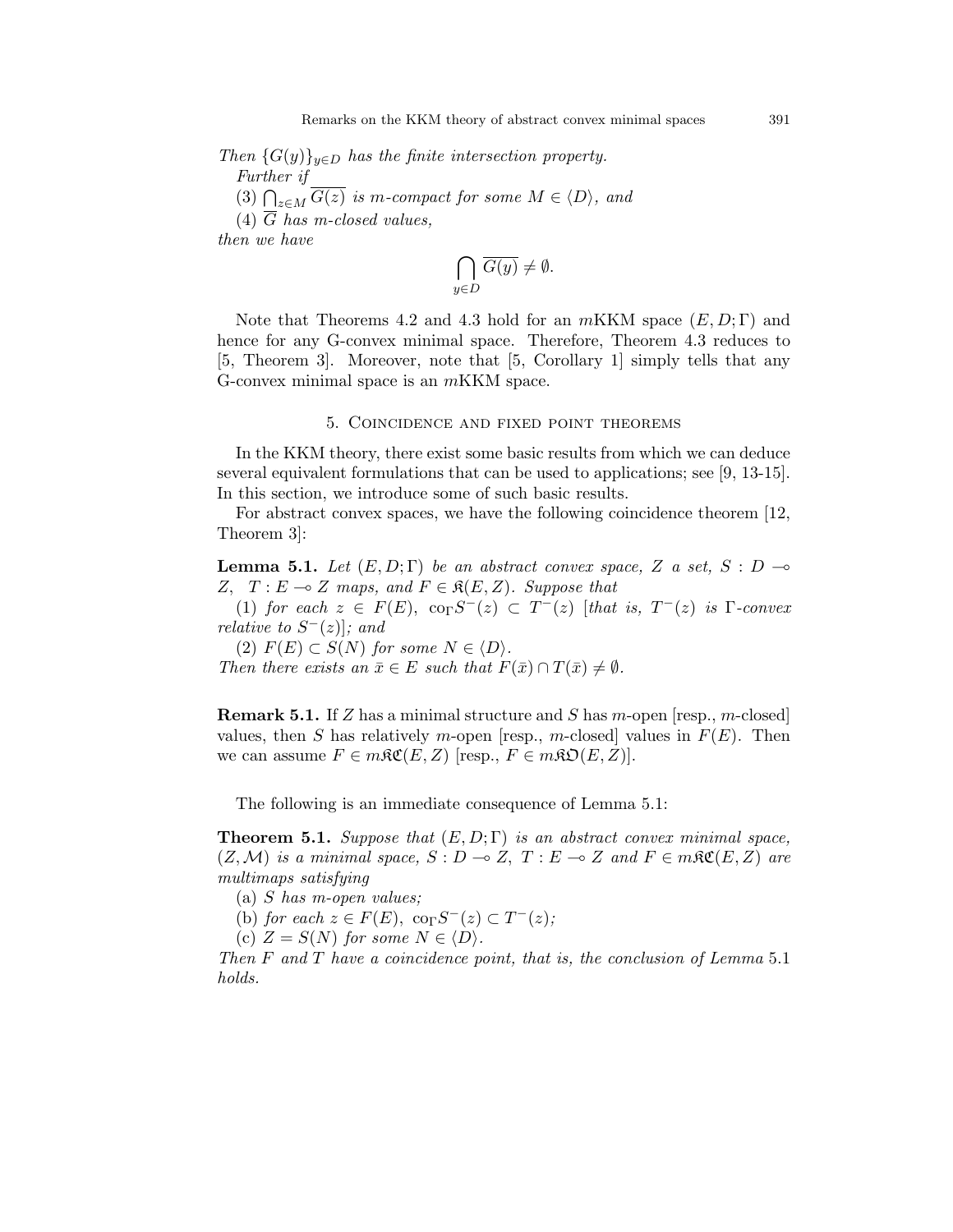*Then $\{G(y)\}_{y \in D}$ has the finite intersection property.*

*Further if*

(3) $\bigcap_{z \in M} \overline{G(z)}$ *is m-compact for some $M \in \langle D \rangle$, and*

(4) $\overline{G}$ *has m-closed values,*

*then we have*

$$\bigcap_{y \in D} \overline{G(y)} \neq \emptyset.$$

Note that Theorems 4.2 and 4.3 hold for an $m$KKM space $(E, D; \Gamma)$ and hence for any G-convex minimal space. Therefore, Theorem 4.3 reduces to [5, Theorem 3]. Moreover, note that [5, Corollary 1] simply tells that any G-convex minimal space is an $m$KKM space.

## 5. Coincidence and fixed point theorems

In the KKM theory, there exist some basic results from which we can deduce several equivalent formulations that can be used to applications; see [9, 13-15]. In this section, we introduce some of such basic results.

For abstract convex spaces, we have the following coincidence theorem [12, Theorem 3]:

**Lemma 5.1.** *Let $(E, D; \Gamma)$ be an abstract convex space, $Z$ a set, $S : D \multimap Z$, $T : E \multimap Z$ maps, and $F \in \mathfrak{K}(E, Z)$. Suppose that*

*(1) for each $z \in F(E)$, $\mathrm{co}_\Gamma S^-(z) \subset T^-(z)$ [that is, $T^-(z)$ is $\Gamma$-convex relative to $S^-(z)$]; and*

*(2) $F(E) \subset S(N)$ for some $N \in \langle D \rangle$.*

*Then there exists an $\bar{x} \in E$ such that $F(\bar{x}) \cap T(\bar{x}) \neq \emptyset$.*

**Remark 5.1.** If $Z$ has a minimal structure and $S$ has $m$-open [resp., $m$-closed] values, then $S$ has relatively $m$-open [resp., $m$-closed] values in $F(E)$. Then we can assume $F \in m\mathfrak{K}\mathfrak{C}(E, Z)$ [resp., $F \in m\mathfrak{K}\mathfrak{O}(E, Z)$].

The following is an immediate consequence of Lemma 5.1:

**Theorem 5.1.** *Suppose that $(E, D; \Gamma)$ is an abstract convex minimal space, $(Z, \mathcal{M})$ is a minimal space, $S : D \multimap Z$, $T : E \multimap Z$ and $F \in m\mathfrak{K}\mathfrak{C}(E, Z)$ are multimaps satisfying*

*(a) $S$ has m-open values;*

*(b) for each $z \in F(E)$, $\mathrm{co}_\Gamma S^-(z) \subset T^-(z)$;*

*(c) $Z = S(N)$ for some $N \in \langle D \rangle$.*

*Then $F$ and $T$ have a coincidence point, that is, the conclusion of Lemma 5.1 holds.*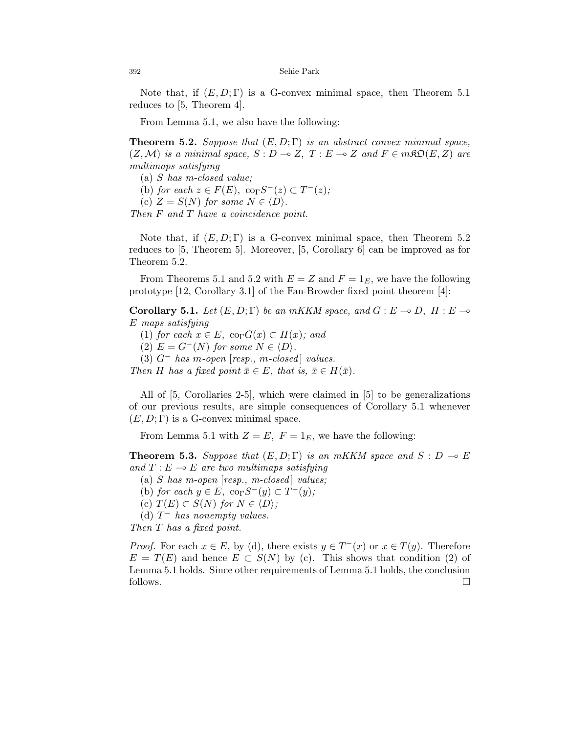Note that, if $(E, D; \Gamma)$ is a G-convex minimal space, then Theorem 5.1 reduces to [5, Theorem 4].

From Lemma 5.1, we also have the following:

**Theorem 5.2.** *Suppose that $(E, D; \Gamma)$ is an abstract convex minimal space, $(Z, \mathcal{M})$ is a minimal space, $S : D \multimap Z$, $T : E \multimap Z$ and $F \in m\mathfrak{KO}(E, Z)$ are multimaps satisfying*

(a) *$S$ has m-closed value;*

(b) *for each $z \in F(E)$, $\mathrm{co}_\Gamma S^-(z) \subset T^-(z)$;*

(c) *$Z = S(N)$ for some $N \in \langle D \rangle$.*

*Then $F$ and $T$ have a coincidence point.*

Note that, if $(E, D; \Gamma)$ is a G-convex minimal space, then Theorem 5.2 reduces to [5, Theorem 5]. Moreover, [5, Corollary 6] can be improved as for Theorem 5.2.

From Theorems 5.1 and 5.2 with $E = Z$ and $F = 1_E$, we have the following prototype [12, Corollary 3.1] of the Fan-Browder fixed point theorem [4]:

**Corollary 5.1.** *Let $(E, D; \Gamma)$ be an mKKM space, and $G : E \multimap D$, $H : E \multimap E$ maps satisfying*

(1) *for each $x \in E$, $\mathrm{co}_\Gamma G(x) \subset H(x)$; and*

(2) *$E = G^-(N)$ for some $N \in \langle D \rangle$.*

(3) *$G^-$ has m-open [resp., m-closed] values.*

*Then $H$ has a fixed point $\bar{x} \in E$, that is, $\bar{x} \in H(\bar{x})$.*

All of [5, Corollaries 2-5], which were claimed in [5] to be generalizations of our previous results, are simple consequences of Corollary 5.1 whenever $(E, D; \Gamma)$ is a G-convex minimal space.

From Lemma 5.1 with $Z = E$, $F = 1_E$, we have the following:

**Theorem 5.3.** *Suppose that $(E, D; \Gamma)$ is an mKKM space and $S : D \multimap E$ and $T : E \multimap E$ are two multimaps satisfying*

(a) *$S$ has m-open [resp., m-closed] values;*

(b) *for each $y \in E$, $\mathrm{co}_\Gamma S^-(y) \subset T^-(y)$;*

(c) *$T(E) \subset S(N)$ for $N \in \langle D \rangle$;*

(d) *$T^-$ has nonempty values.*

*Then $T$ has a fixed point.*

*Proof.* For each $x \in E$, by (d), there exists $y \in T^-(x)$ or $x \in T(y)$. Therefore $E = T(E)$ and hence $E \subset S(N)$ by (c). This shows that condition (2) of Lemma 5.1 holds. Since other requirements of Lemma 5.1 holds, the conclusion follows. $\square$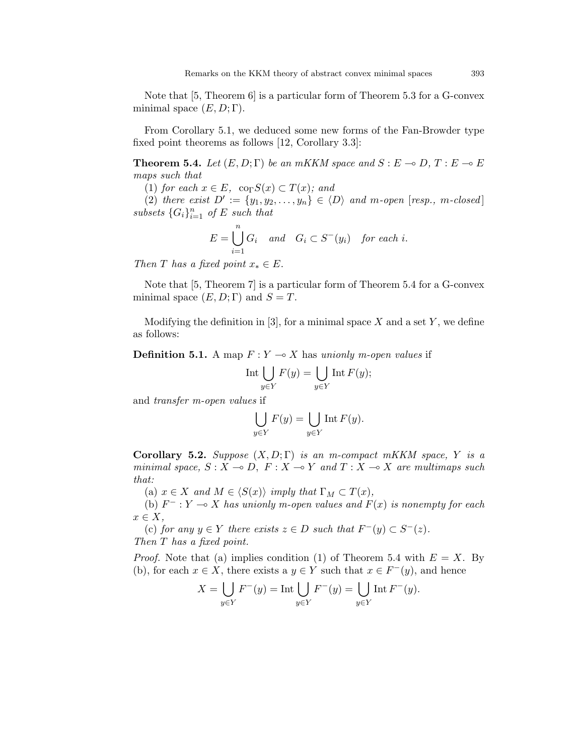Note that [5, Theorem 6] is a particular form of Theorem 5.3 for a G-convex minimal space $(E, D; \Gamma)$.

From Corollary 5.1, we deduced some new forms of the Fan-Browder type fixed point theorems as follows [12, Corollary 3.3]:

**Theorem 5.4.** *Let $(E, D; \Gamma)$ be an mKKM space and $S : E \multimap D$, $T : E \multimap E$ maps such that*

(1) *for each $x \in E$, $\operatorname{co}_\Gamma S(x) \subset T(x)$; and*

(2) *there exist $D' := \{y_1, y_2, \ldots, y_n\} \in \langle D \rangle$ and m-open [resp., m-closed] subsets $\{G_i\}_{i=1}^n$ of $E$ such that*

$$E = \bigcup_{i=1}^{n} G_i \quad \text{and} \quad G_i \subset S^-(y_i) \quad \text{for each } i.$$

*Then $T$ has a fixed point $x_* \in E$.*

Note that [5, Theorem 7] is a particular form of Theorem 5.4 for a G-convex minimal space $(E, D; \Gamma)$ and $S = T$.

Modifying the definition in [3], for a minimal space $X$ and a set $Y$, we define as follows:

**Definition 5.1.** A map $F : Y \multimap X$ has *unionly m-open values* if

$$\operatorname{Int} \bigcup_{y \in Y} F(y) = \bigcup_{y \in Y} \operatorname{Int} F(y);$$

and *transfer m-open values* if

$$\bigcup_{y \in Y} F(y) = \bigcup_{y \in Y} \operatorname{Int} F(y).$$

**Corollary 5.2.** *Suppose $(X, D; \Gamma)$ is an m-compact mKKM space, $Y$ is a minimal space, $S : X \multimap D$, $F : X \multimap Y$ and $T : X \multimap X$ are multimaps such that:*

(a) *$x \in X$ and $M \in \langle S(x) \rangle$ imply that $\Gamma_M \subset T(x)$,*

(b) *$F^- : Y \multimap X$ has unionly m-open values and $F(x)$ is nonempty for each $x \in X$,*

(c) *for any $y \in Y$ there exists $z \in D$ such that $F^-(y) \subset S^-(z)$.*

*Then $T$ has a fixed point.*

*Proof.* Note that (a) implies condition (1) of Theorem 5.4 with $E = X$. By (b), for each $x \in X$, there exists a $y \in Y$ such that $x \in F^-(y)$, and hence

$$X = \bigcup_{y \in Y} F^-(y) = \operatorname{Int} \bigcup_{y \in Y} F^-(y) = \bigcup_{y \in Y} \operatorname{Int} F^-(y).$$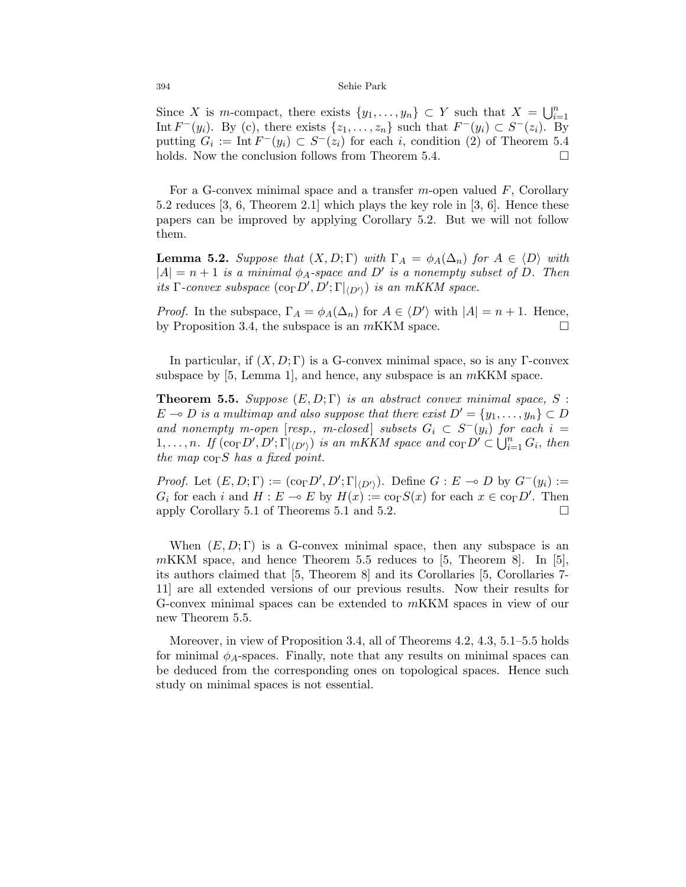Since $X$ is $m$-compact, there exists $\{y_1, \ldots, y_n\} \subset Y$ such that $X = \bigcup_{i=1}^n \operatorname{Int} F^-(y_i)$. By (c), there exists $\{z_1, \ldots, z_n\}$ such that $F^-(y_i) \subset S^-(z_i)$. By putting $G_i := \operatorname{Int} F^-(y_i) \subset S^-(z_i)$ for each $i$, condition (2) of Theorem 5.4 holds. Now the conclusion follows from Theorem 5.4. □

For a G-convex minimal space and a transfer $m$-open valued $F$, Corollary 5.2 reduces [3, 6, Theorem 2.1] which plays the key role in [3, 6]. Hence these papers can be improved by applying Corollary 5.2. But we will not follow them.

**Lemma 5.2.** *Suppose that $(X, D; \Gamma)$ with $\Gamma_A = \phi_A(\Delta_n)$ for $A \in \langle D \rangle$ with $|A| = n+1$ is a minimal $\phi_A$-space and $D'$ is a nonempty subset of $D$. Then its $\Gamma$-convex subspace $(\mathrm{co}_\Gamma D', D'; \Gamma|_{\langle D' \rangle})$ is an mKKM space.*

*Proof.* In the subspace, $\Gamma_A = \phi_A(\Delta_n)$ for $A \in \langle D' \rangle$ with $|A| = n+1$. Hence, by Proposition 3.4, the subspace is an $m$KKM space. □

In particular, if $(X, D; \Gamma)$ is a G-convex minimal space, so is any $\Gamma$-convex subspace by [5, Lemma 1], and hence, any subspace is an $m$KKM space.

**Theorem 5.5.** *Suppose $(E, D; \Gamma)$ is an abstract convex minimal space, $S : E \multimap D$ is a multimap and also suppose that there exist $D' = \{y_1, \ldots, y_n\} \subset D$ and nonempty m-open [resp., m-closed] subsets $G_i \subset S^-(y_i)$ for each $i = 1, \ldots, n$. If $(\mathrm{co}_\Gamma D', D'; \Gamma|_{\langle D' \rangle})$ is an mKKM space and $\mathrm{co}_\Gamma D' \subset \bigcup_{i=1}^n G_i$, then the map $\mathrm{co}_\Gamma S$ has a fixed point.*

*Proof.* Let $(E, D; \Gamma) := (\mathrm{co}_\Gamma D', D'; \Gamma|_{\langle D' \rangle})$. Define $G : E \multimap D$ by $G^-(y_i) := G_i$ for each $i$ and $H : E \multimap E$ by $H(x) := \mathrm{co}_\Gamma S(x)$ for each $x \in \mathrm{co}_\Gamma D'$. Then apply Corollary 5.1 of Theorems 5.1 and 5.2. □

When $(E, D; \Gamma)$ is a G-convex minimal space, then any subspace is an $m$KKM space, and hence Theorem 5.5 reduces to [5, Theorem 8]. In [5], its authors claimed that [5, Theorem 8] and its Corollaries [5, Corollaries 7-11] are all extended versions of our previous results. Now their results for G-convex minimal spaces can be extended to $m$KKM spaces in view of our new Theorem 5.5.

Moreover, in view of Proposition 3.4, all of Theorems 4.2, 4.3, 5.1–5.5 holds for minimal $\phi_A$-spaces. Finally, note that any results on minimal spaces can be deduced from the corresponding ones on topological spaces. Hence such study on minimal spaces is not essential.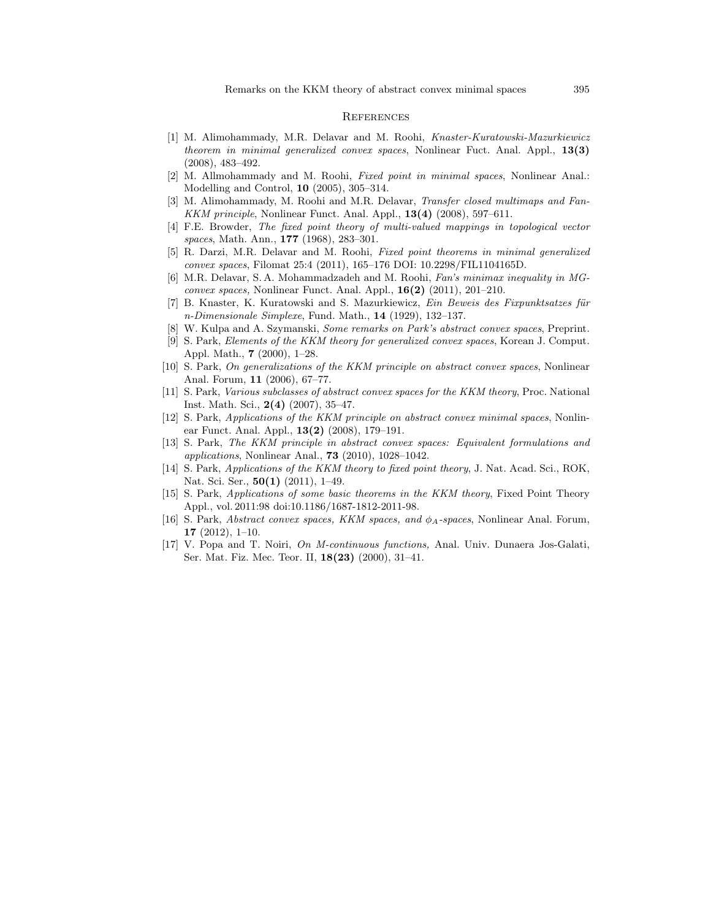## References

[1] M. Alimohammady, M.R. Delavar and M. Roohi, *Knaster-Kuratowski-Mazurkiewicz theorem in minimal generalized convex spaces*, Nonlinear Fuct. Anal. Appl., **13(3)** (2008), 483–492.

[2] M. Allmohammady and M. Roohi, *Fixed point in minimal spaces*, Nonlinear Anal.: Modelling and Control, **10** (2005), 305–314.

[3] M. Alimohammady, M. Roohi and M.R. Delavar, *Transfer closed multimaps and Fan-KKM principle*, Nonlinear Funct. Anal. Appl., **13(4)** (2008), 597–611.

[4] F.E. Browder, *The fixed point theory of multi-valued mappings in topological vector spaces*, Math. Ann., **177** (1968), 283–301.

[5] R. Darzi, M.R. Delavar and M. Roohi, *Fixed point theorems in minimal generalized convex spaces*, Filomat 25:4 (2011), 165–176 DOI: 10.2298/FIL1104165D.

[6] M.R. Delavar, S. A. Mohammadzadeh and M. Roohi, *Fan's minimax inequality in MG-convex spaces,* Nonlinear Funct. Anal. Appl., **16(2)** (2011), 201–210.

[7] B. Knaster, K. Kuratowski and S. Mazurkiewicz, *Ein Beweis des Fixpunktsatzes für n-Dimensionale Simplexe*, Fund. Math., **14** (1929), 132–137.

[8] W. Kulpa and A. Szymanski, *Some remarks on Park's abstract convex spaces*, Preprint.

[9] S. Park, *Elements of the KKM theory for generalized convex spaces*, Korean J. Comput. Appl. Math., **7** (2000), 1–28.

[10] S. Park, *On generalizations of the KKM principle on abstract convex spaces*, Nonlinear Anal. Forum, **11** (2006), 67–77.

[11] S. Park, *Various subclasses of abstract convex spaces for the KKM theory*, Proc. National Inst. Math. Sci., **2(4)** (2007), 35–47.

[12] S. Park, *Applications of the KKM principle on abstract convex minimal spaces*, Nonlinear Funct. Anal. Appl., **13(2)** (2008), 179–191.

[13] S. Park, *The KKM principle in abstract convex spaces: Equivalent formulations and applications*, Nonlinear Anal., **73** (2010), 1028–1042.

[14] S. Park, *Applications of the KKM theory to fixed point theory*, J. Nat. Acad. Sci., ROK, Nat. Sci. Ser., **50(1)** (2011), 1–49.

[15] S. Park, *Applications of some basic theorems in the KKM theory*, Fixed Point Theory Appl., vol. 2011:98 doi:10.1186/1687-1812-2011-98.

[16] S. Park, *Abstract convex spaces, KKM spaces, and $\phi_A$-spaces*, Nonlinear Anal. Forum, **17** (2012), 1–10.

[17] V. Popa and T. Noiri, *On M-continuous functions,* Anal. Univ. Dunaera Jos-Galati, Ser. Mat. Fiz. Mec. Teor. II, **18(23)** (2000), 31–41.